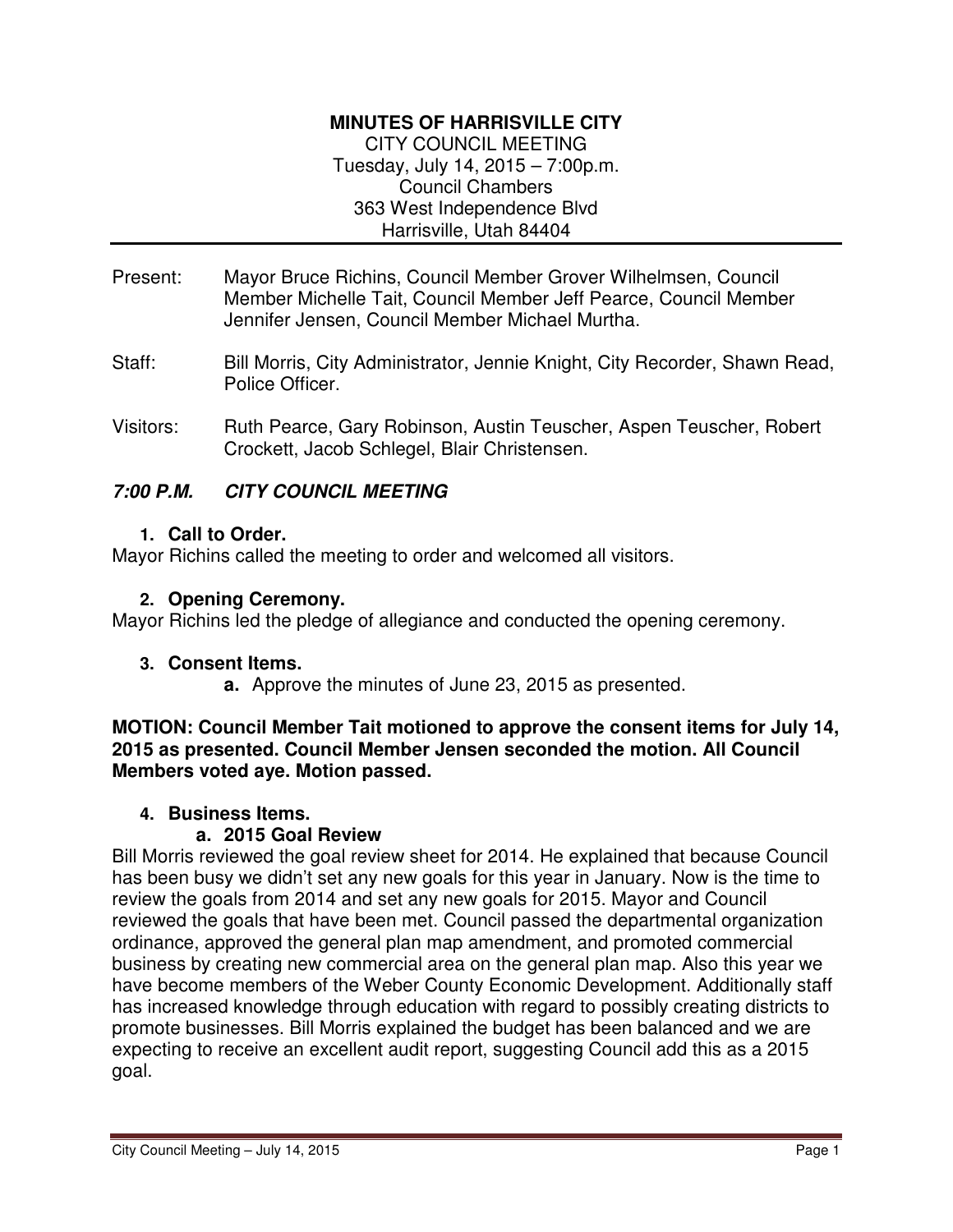**MINUTES OF HARRISVILLE CITY**
CITY COUNCIL MEETING
Tuesday, July 14, 2015 – 7:00p.m.
Council Chambers
363 West Independence Blvd
Harrisville, Utah 84404

---

Present: Mayor Bruce Richins, Council Member Grover Wilhelmsen, Council Member Michelle Tait, Council Member Jeff Pearce, Council Member Jennifer Jensen, Council Member Michael Murtha.

Staff: Bill Morris, City Administrator, Jennie Knight, City Recorder, Shawn Read, Police Officer.

Visitors: Ruth Pearce, Gary Robinson, Austin Teuscher, Aspen Teuscher, Robert Crockett, Jacob Schlegel, Blair Christensen.

***7:00 P.M. CITY COUNCIL MEETING***

1. **Call to Order.**

Mayor Richins called the meeting to order and welcomed all visitors.

2. **Opening Ceremony.**

Mayor Richins led the pledge of allegiance and conducted the opening ceremony.

3. **Consent Items.**
   - **a.** Approve the minutes of June 23, 2015 as presented.

**MOTION: Council Member Tait motioned to approve the consent items for July 14, 2015 as presented. Council Member Jensen seconded the motion. All Council Members voted aye. Motion passed.**

4. **Business Items.**
   - **a. 2015 Goal Review**

Bill Morris reviewed the goal review sheet for 2014. He explained that because Council has been busy we didn't set any new goals for this year in January. Now is the time to review the goals from 2014 and set any new goals for 2015. Mayor and Council reviewed the goals that have been met. Council passed the departmental organization ordinance, approved the general plan map amendment, and promoted commercial business by creating new commercial area on the general plan map. Also this year we have become members of the Weber County Economic Development. Additionally staff has increased knowledge through education with regard to possibly creating districts to promote businesses. Bill Morris explained the budget has been balanced and we are expecting to receive an excellent audit report, suggesting Council add this as a 2015 goal.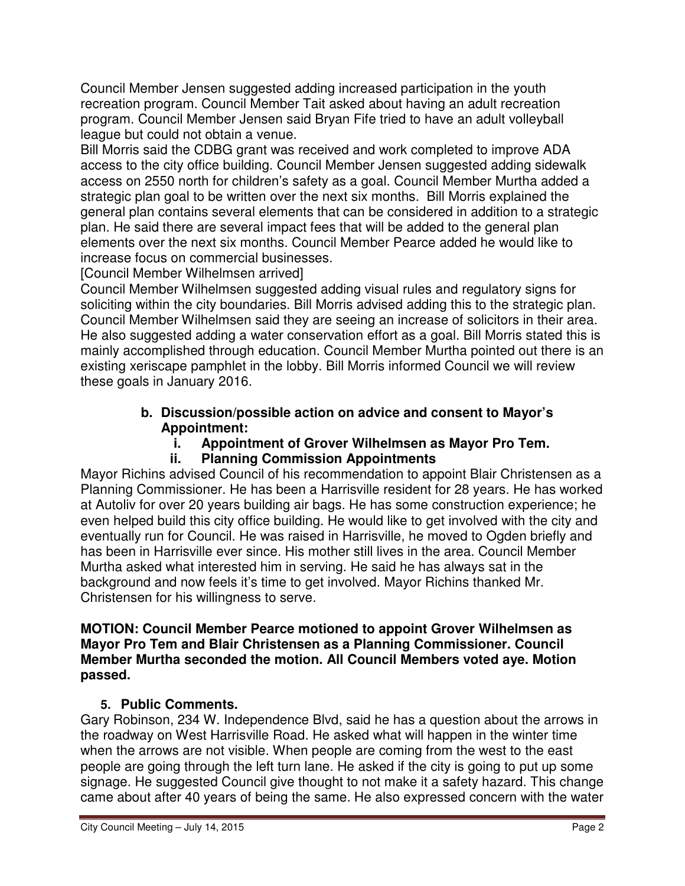Council Member Jensen suggested adding increased participation in the youth recreation program. Council Member Tait asked about having an adult recreation program. Council Member Jensen said Bryan Fife tried to have an adult volleyball league but could not obtain a venue.

Bill Morris said the CDBG grant was received and work completed to improve ADA access to the city office building. Council Member Jensen suggested adding sidewalk access on 2550 north for children's safety as a goal. Council Member Murtha added a strategic plan goal to be written over the next six months. Bill Morris explained the general plan contains several elements that can be considered in addition to a strategic plan. He said there are several impact fees that will be added to the general plan elements over the next six months. Council Member Pearce added he would like to increase focus on commercial businesses.

[Council Member Wilhelmsen arrived]

Council Member Wilhelmsen suggested adding visual rules and regulatory signs for soliciting within the city boundaries. Bill Morris advised adding this to the strategic plan. Council Member Wilhelmsen said they are seeing an increase of solicitors in their area. He also suggested adding a water conservation effort as a goal. Bill Morris stated this is mainly accomplished through education. Council Member Murtha pointed out there is an existing xeriscape pamphlet in the lobby. Bill Morris informed Council we will review these goals in January 2016.

**b. Discussion/possible action on advice and consent to Mayor's Appointment:**

**i. Appointment of Grover Wilhelmsen as Mayor Pro Tem.**

**ii. Planning Commission Appointments**

Mayor Richins advised Council of his recommendation to appoint Blair Christensen as a Planning Commissioner. He has been a Harrisville resident for 28 years. He has worked at Autoliv for over 20 years building air bags. He has some construction experience; he even helped build this city office building. He would like to get involved with the city and eventually run for Council. He was raised in Harrisville, he moved to Ogden briefly and has been in Harrisville ever since. His mother still lives in the area. Council Member Murtha asked what interested him in serving. He said he has always sat in the background and now feels it's time to get involved. Mayor Richins thanked Mr. Christensen for his willingness to serve.

**MOTION: Council Member Pearce motioned to appoint Grover Wilhelmsen as Mayor Pro Tem and Blair Christensen as a Planning Commissioner. Council Member Murtha seconded the motion. All Council Members voted aye. Motion passed.**

**5. Public Comments.**

Gary Robinson, 234 W. Independence Blvd, said he has a question about the arrows in the roadway on West Harrisville Road. He asked what will happen in the winter time when the arrows are not visible. When people are coming from the west to the east people are going through the left turn lane. He asked if the city is going to put up some signage. He suggested Council give thought to not make it a safety hazard. This change came about after 40 years of being the same. He also expressed concern with the water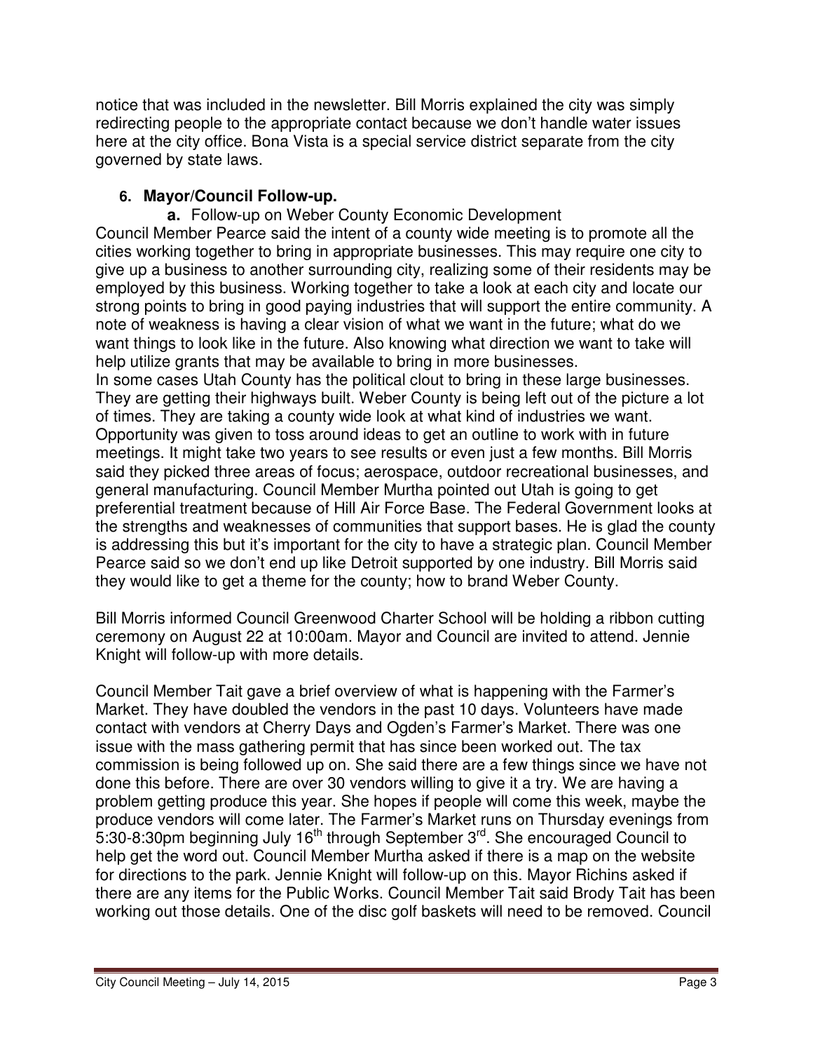notice that was included in the newsletter. Bill Morris explained the city was simply redirecting people to the appropriate contact because we don't handle water issues here at the city office. Bona Vista is a special service district separate from the city governed by state laws.

6. **Mayor/Council Follow-up.**

   a. Follow-up on Weber County Economic Development

Council Member Pearce said the intent of a county wide meeting is to promote all the cities working together to bring in appropriate businesses. This may require one city to give up a business to another surrounding city, realizing some of their residents may be employed by this business. Working together to take a look at each city and locate our strong points to bring in good paying industries that will support the entire community. A note of weakness is having a clear vision of what we want in the future; what do we want things to look like in the future. Also knowing what direction we want to take will help utilize grants that may be available to bring in more businesses.
In some cases Utah County has the political clout to bring in these large businesses. They are getting their highways built. Weber County is being left out of the picture a lot of times. They are taking a county wide look at what kind of industries we want. Opportunity was given to toss around ideas to get an outline to work with in future meetings. It might take two years to see results or even just a few months. Bill Morris said they picked three areas of focus; aerospace, outdoor recreational businesses, and general manufacturing. Council Member Murtha pointed out Utah is going to get preferential treatment because of Hill Air Force Base. The Federal Government looks at the strengths and weaknesses of communities that support bases. He is glad the county is addressing this but it's important for the city to have a strategic plan. Council Member Pearce said so we don't end up like Detroit supported by one industry. Bill Morris said they would like to get a theme for the county; how to brand Weber County.

Bill Morris informed Council Greenwood Charter School will be holding a ribbon cutting ceremony on August 22 at 10:00am. Mayor and Council are invited to attend. Jennie Knight will follow-up with more details.

Council Member Tait gave a brief overview of what is happening with the Farmer's Market. They have doubled the vendors in the past 10 days. Volunteers have made contact with vendors at Cherry Days and Ogden's Farmer's Market. There was one issue with the mass gathering permit that has since been worked out. The tax commission is being followed up on. She said there are a few things since we have not done this before. There are over 30 vendors willing to give it a try. We are having a problem getting produce this year. She hopes if people will come this week, maybe the produce vendors will come later. The Farmer's Market runs on Thursday evenings from 5:30-8:30pm beginning July 16th through September 3rd. She encouraged Council to help get the word out. Council Member Murtha asked if there is a map on the website for directions to the park. Jennie Knight will follow-up on this. Mayor Richins asked if there are any items for the Public Works. Council Member Tait said Brody Tait has been working out those details. One of the disc golf baskets will need to be removed. Council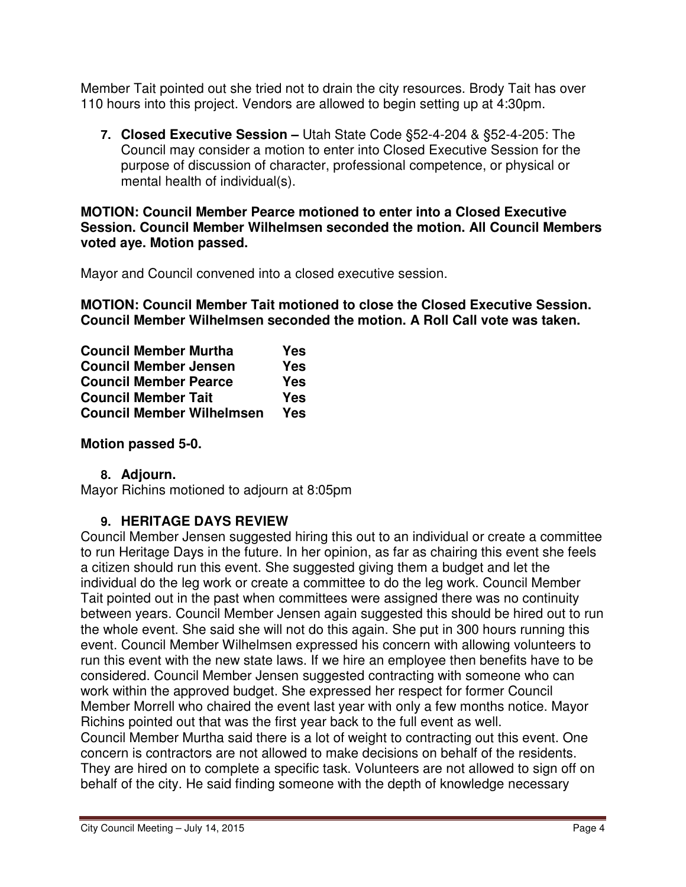Member Tait pointed out she tried not to drain the city resources. Brody Tait has over 110 hours into this project. Vendors are allowed to begin setting up at 4:30pm.

7. **Closed Executive Session –** Utah State Code §52-4-204 & §52-4-205: The Council may consider a motion to enter into Closed Executive Session for the purpose of discussion of character, professional competence, or physical or mental health of individual(s).

**MOTION: Council Member Pearce motioned to enter into a Closed Executive Session. Council Member Wilhelmsen seconded the motion. All Council Members voted aye. Motion passed.**

Mayor and Council convened into a closed executive session.

**MOTION: Council Member Tait motioned to close the Closed Executive Session. Council Member Wilhelmsen seconded the motion. A Roll Call vote was taken.**

| | |
|---|---|
| **Council Member Murtha** | **Yes** |
| **Council Member Jensen** | **Yes** |
| **Council Member Pearce** | **Yes** |
| **Council Member Tait** | **Yes** |
| **Council Member Wilhelmsen** | **Yes** |

**Motion passed 5-0.**

8. **Adjourn.**

Mayor Richins motioned to adjourn at 8:05pm

9. **HERITAGE DAYS REVIEW**

Council Member Jensen suggested hiring this out to an individual or create a committee to run Heritage Days in the future. In her opinion, as far as chairing this event she feels a citizen should run this event. She suggested giving them a budget and let the individual do the leg work or create a committee to do the leg work. Council Member Tait pointed out in the past when committees were assigned there was no continuity between years. Council Member Jensen again suggested this should be hired out to run the whole event. She said she will not do this again. She put in 300 hours running this event. Council Member Wilhelmsen expressed his concern with allowing volunteers to run this event with the new state laws. If we hire an employee then benefits have to be considered. Council Member Jensen suggested contracting with someone who can work within the approved budget. She expressed her respect for former Council Member Morrell who chaired the event last year with only a few months notice. Mayor Richins pointed out that was the first year back to the full event as well.

Council Member Murtha said there is a lot of weight to contracting out this event. One concern is contractors are not allowed to make decisions on behalf of the residents. They are hired on to complete a specific task. Volunteers are not allowed to sign off on behalf of the city. He said finding someone with the depth of knowledge necessary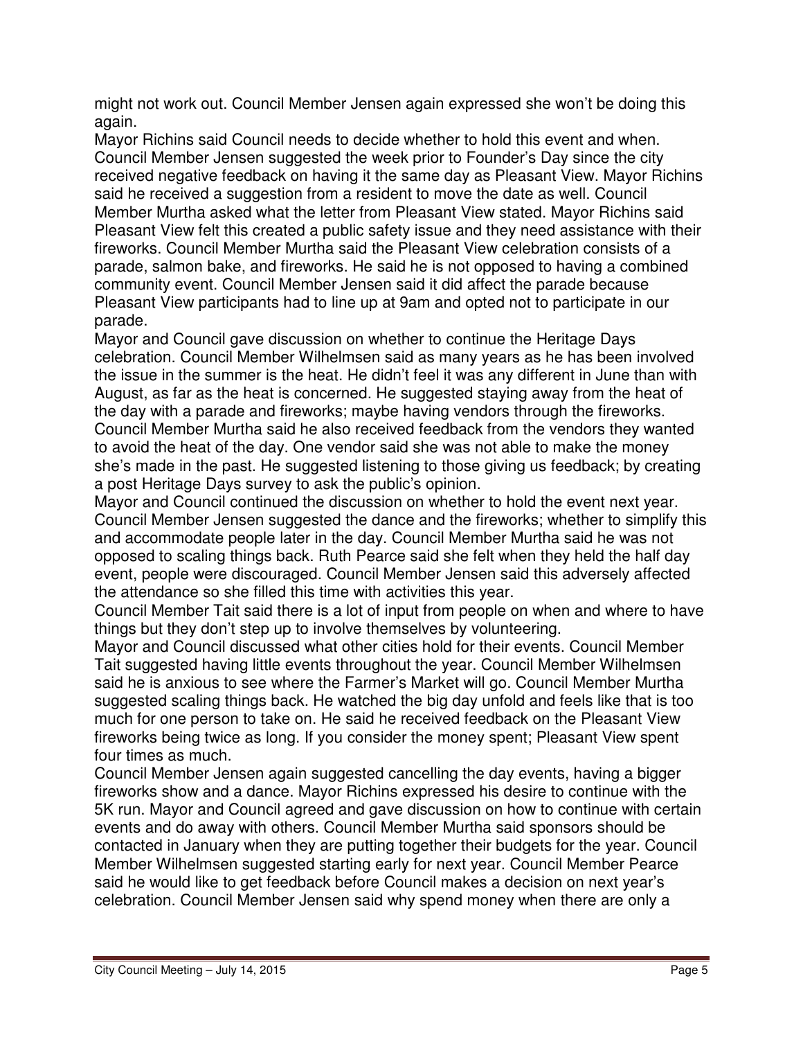might not work out. Council Member Jensen again expressed she won't be doing this again.

Mayor Richins said Council needs to decide whether to hold this event and when. Council Member Jensen suggested the week prior to Founder's Day since the city received negative feedback on having it the same day as Pleasant View. Mayor Richins said he received a suggestion from a resident to move the date as well. Council Member Murtha asked what the letter from Pleasant View stated. Mayor Richins said Pleasant View felt this created a public safety issue and they need assistance with their fireworks. Council Member Murtha said the Pleasant View celebration consists of a parade, salmon bake, and fireworks. He said he is not opposed to having a combined community event. Council Member Jensen said it did affect the parade because Pleasant View participants had to line up at 9am and opted not to participate in our parade.

Mayor and Council gave discussion on whether to continue the Heritage Days celebration. Council Member Wilhelmsen said as many years as he has been involved the issue in the summer is the heat. He didn't feel it was any different in June than with August, as far as the heat is concerned. He suggested staying away from the heat of the day with a parade and fireworks; maybe having vendors through the fireworks. Council Member Murtha said he also received feedback from the vendors they wanted to avoid the heat of the day. One vendor said she was not able to make the money she's made in the past. He suggested listening to those giving us feedback; by creating a post Heritage Days survey to ask the public's opinion.

Mayor and Council continued the discussion on whether to hold the event next year. Council Member Jensen suggested the dance and the fireworks; whether to simplify this and accommodate people later in the day. Council Member Murtha said he was not opposed to scaling things back. Ruth Pearce said she felt when they held the half day event, people were discouraged. Council Member Jensen said this adversely affected the attendance so she filled this time with activities this year.

Council Member Tait said there is a lot of input from people on when and where to have things but they don't step up to involve themselves by volunteering.

Mayor and Council discussed what other cities hold for their events. Council Member Tait suggested having little events throughout the year. Council Member Wilhelmsen said he is anxious to see where the Farmer's Market will go. Council Member Murtha suggested scaling things back. He watched the big day unfold and feels like that is too much for one person to take on. He said he received feedback on the Pleasant View fireworks being twice as long. If you consider the money spent; Pleasant View spent four times as much.

Council Member Jensen again suggested cancelling the day events, having a bigger fireworks show and a dance. Mayor Richins expressed his desire to continue with the 5K run. Mayor and Council agreed and gave discussion on how to continue with certain events and do away with others. Council Member Murtha said sponsors should be contacted in January when they are putting together their budgets for the year. Council Member Wilhelmsen suggested starting early for next year. Council Member Pearce said he would like to get feedback before Council makes a decision on next year's celebration. Council Member Jensen said why spend money when there are only a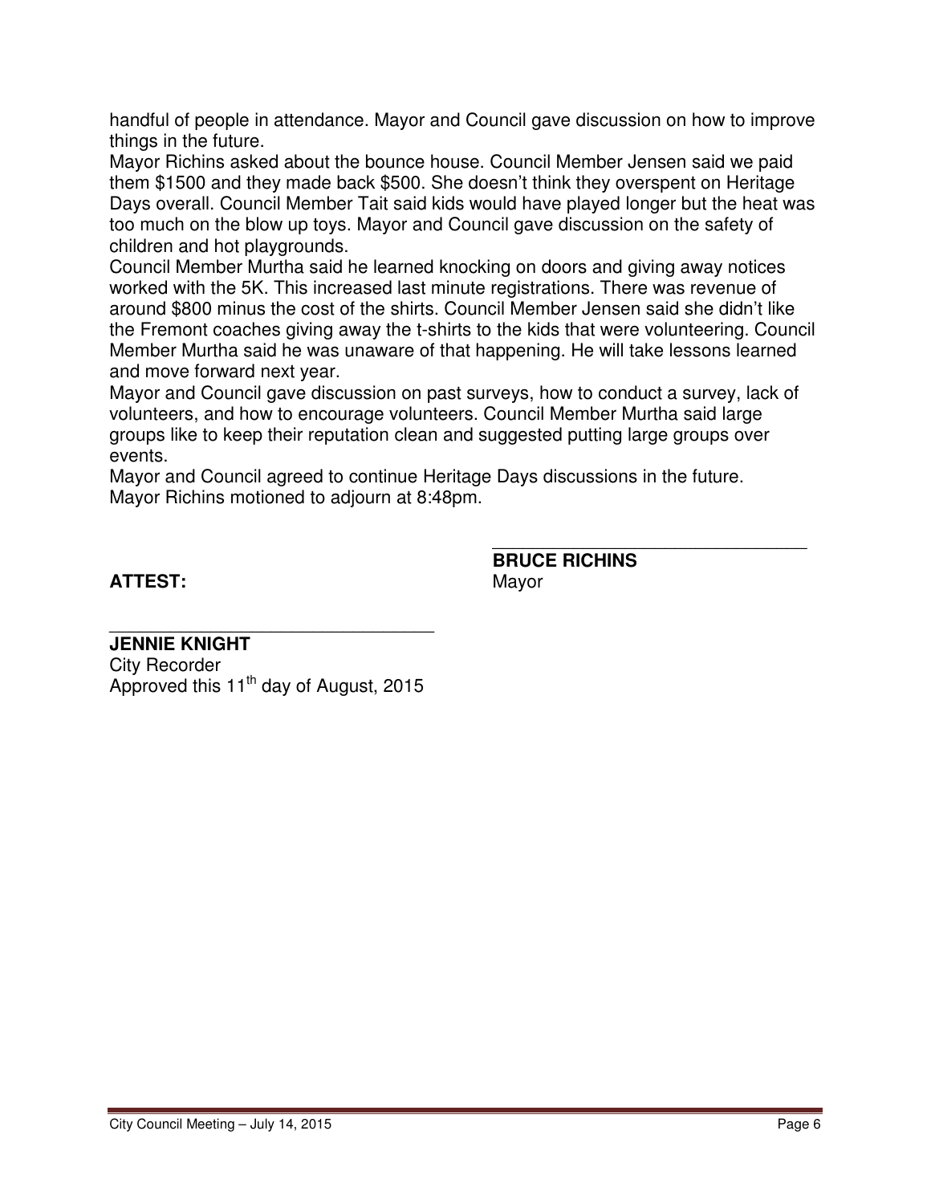handful of people in attendance. Mayor and Council gave discussion on how to improve things in the future.

Mayor Richins asked about the bounce house. Council Member Jensen said we paid them $1500 and they made back $500. She doesn't think they overspent on Heritage Days overall. Council Member Tait said kids would have played longer but the heat was too much on the blow up toys. Mayor and Council gave discussion on the safety of children and hot playgrounds.

Council Member Murtha said he learned knocking on doors and giving away notices worked with the 5K. This increased last minute registrations. There was revenue of around $800 minus the cost of the shirts. Council Member Jensen said she didn't like the Fremont coaches giving away the t-shirts to the kids that were volunteering. Council Member Murtha said he was unaware of that happening. He will take lessons learned and move forward next year.

Mayor and Council gave discussion on past surveys, how to conduct a survey, lack of volunteers, and how to encourage volunteers. Council Member Murtha said large groups like to keep their reputation clean and suggested putting large groups over events.

Mayor and Council agreed to continue Heritage Days discussions in the future.

Mayor Richins motioned to adjourn at 8:48pm.

\_\_\_\_\_\_\_\_\_\_\_\_\_\_\_\_\_\_\_\_\_\_\_\_\_\_\_\_\_\_\_\_\_

**BRUCE RICHINS**
Mayor

**ATTEST:**

\_\_\_\_\_\_\_\_\_\_\_\_\_\_\_\_\_\_\_\_\_\_\_\_\_\_\_\_\_\_\_\_\_

**JENNIE KNIGHT**
City Recorder
Approved this 11th day of August, 2015